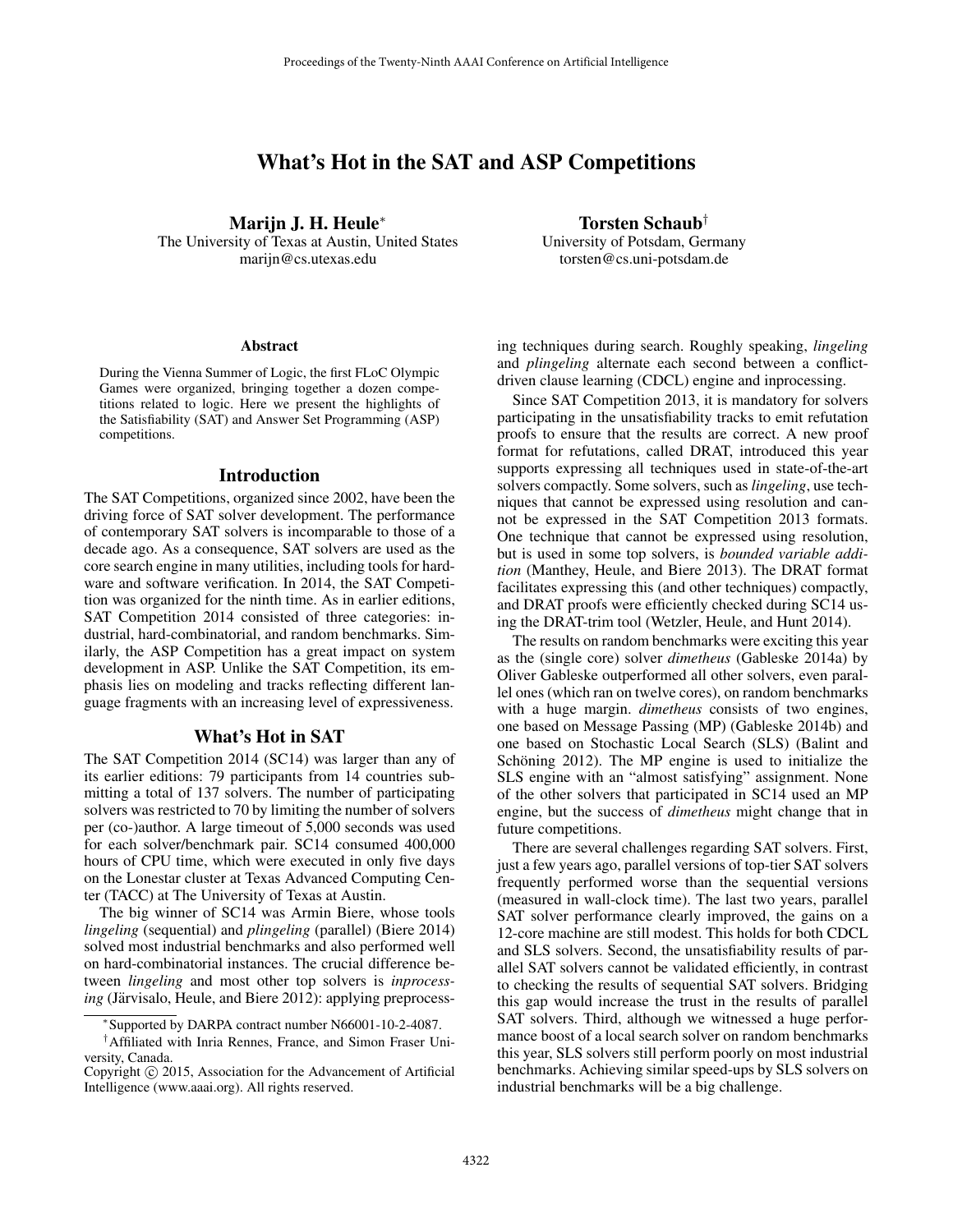# What's Hot in the SAT and ASP Competitions

**Marijn J. H. Heule***
The University of Texas at Austin, United States
marijn@cs.utexas.edu

**Torsten Schaub†**
University of Potsdam, Germany
torsten@cs.uni-potsdam.de

### Abstract

During the Vienna Summer of Logic, the first FLoC Olympic Games were organized, bringing together a dozen competitions related to logic. Here we present the highlights of the Satisfiability (SAT) and Answer Set Programming (ASP) competitions.

## Introduction

The SAT Competitions, organized since 2002, have been the driving force of SAT solver development. The performance of contemporary SAT solvers is incomparable to those of a decade ago. As a consequence, SAT solvers are used as the core search engine in many utilities, including tools for hardware and software verification. In 2014, the SAT Competition was organized for the ninth time. As in earlier editions, SAT Competition 2014 consisted of three categories: industrial, hard-combinatorial, and random benchmarks. Similarly, the ASP Competition has a great impact on system development in ASP. Unlike the SAT Competition, its emphasis lies on modeling and tracks reflecting different language fragments with an increasing level of expressiveness.

## What's Hot in SAT

The SAT Competition 2014 (SC14) was larger than any of its earlier editions: 79 participants from 14 countries submitting a total of 137 solvers. The number of participating solvers was restricted to 70 by limiting the number of solvers per (co-)author. A large timeout of 5,000 seconds was used for each solver/benchmark pair. SC14 consumed 400,000 hours of CPU time, which were executed in only five days on the Lonestar cluster at Texas Advanced Computing Center (TACC) at The University of Texas at Austin.

The big winner of SC14 was Armin Biere, whose tools *lingeling* (sequential) and *plingeling* (parallel) (Biere 2014) solved most industrial benchmarks and also performed well on hard-combinatorial instances. The crucial difference between *lingeling* and most other top solvers is *inprocessing* (Järvisalo, Heule, and Biere 2012): applying preprocessing techniques during search. Roughly speaking, *lingeling* and *plingeling* alternate each second between a conflict-driven clause learning (CDCL) engine and inprocessing.

Since SAT Competition 2013, it is mandatory for solvers participating in the unsatisfiability tracks to emit refutation proofs to ensure that the results are correct. A new proof format for refutations, called DRAT, introduced this year supports expressing all techniques used in state-of-the-art solvers compactly. Some solvers, such as *lingeling*, use techniques that cannot be expressed using resolution and cannot be expressed in the SAT Competition 2013 formats. One technique that cannot be expressed using resolution, but is used in some top solvers, is *bounded variable addition* (Manthey, Heule, and Biere 2013). The DRAT format facilitates expressing this (and other techniques) compactly, and DRAT proofs were efficiently checked during SC14 using the DRAT-trim tool (Wetzler, Heule, and Hunt 2014).

The results on random benchmarks were exciting this year as the (single core) solver *dimetheus* (Gableske 2014a) by Oliver Gableske outperformed all other solvers, even parallel ones (which ran on twelve cores), on random benchmarks with a huge margin. *dimetheus* consists of two engines, one based on Message Passing (MP) (Gableske 2014b) and one based on Stochastic Local Search (SLS) (Balint and Schöning 2012). The MP engine is used to initialize the SLS engine with an "almost satisfying" assignment. None of the other solvers that participated in SC14 used an MP engine, but the success of *dimetheus* might change that in future competitions.

There are several challenges regarding SAT solvers. First, just a few years ago, parallel versions of top-tier SAT solvers frequently performed worse than the sequential versions (measured in wall-clock time). The last two years, parallel SAT solver performance clearly improved, the gains on a 12-core machine are still modest. This holds for both CDCL and SLS solvers. Second, the unsatisfiability results of parallel SAT solvers cannot be validated efficiently, in contrast to checking the results of sequential SAT solvers. Bridging this gap would increase the trust in the results of parallel SAT solvers. Third, although we witnessed a huge performance boost of a local search solver on random benchmarks this year, SLS solvers still perform poorly on most industrial benchmarks. Achieving similar speed-ups by SLS solvers on industrial benchmarks will be a big challenge.

*Supported by DARPA contract number N66001-10-2-4087.

†Affiliated with Inria Rennes, France, and Simon Fraser University, Canada.

Copyright © 2015, Association for the Advancement of Artificial Intelligence (www.aaai.org). All rights reserved.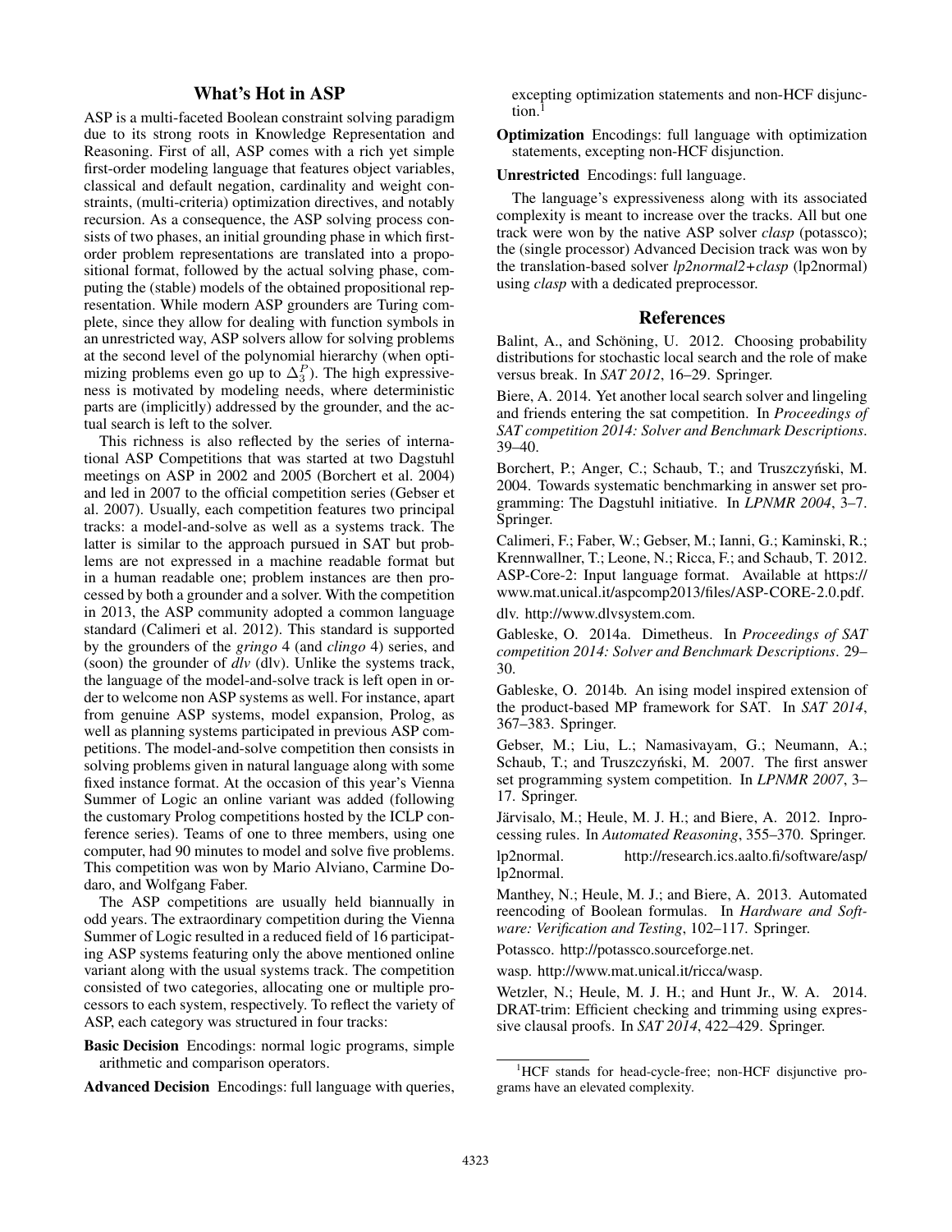## What's Hot in ASP

ASP is a multi-faceted Boolean constraint solving paradigm due to its strong roots in Knowledge Representation and Reasoning. First of all, ASP comes with a rich yet simple first-order modeling language that features object variables, classical and default negation, cardinality and weight constraints, (multi-criteria) optimization directives, and notably recursion. As a consequence, the ASP solving process consists of two phases, an initial grounding phase in which first-order problem representations are translated into a propositional format, followed by the actual solving phase, computing the (stable) models of the obtained propositional representation. While modern ASP grounders are Turing complete, since they allow for dealing with function symbols in an unrestricted way, ASP solvers allow for solving problems at the second level of the polynomial hierarchy (when optimizing problems even go up to $\Delta_3^P$). The high expressiveness is motivated by modeling needs, where deterministic parts are (implicitly) addressed by the grounder, and the actual search is left to the solver.

This richness is also reflected by the series of international ASP Competitions that was started at two Dagstuhl meetings on ASP in 2002 and 2005 (Borchert et al. 2004) and led in 2007 to the official competition series (Gebser et al. 2007). Usually, each competition features two principal tracks: a model-and-solve as well as a systems track. The latter is similar to the approach pursued in SAT but problems are not expressed in a machine readable format but in a human readable one; problem instances are then processed by both a grounder and a solver. With the competition in 2013, the ASP community adopted a common language standard (Calimeri et al. 2012). This standard is supported by the grounders of the *gringo* 4 (and *clingo* 4) series, and (soon) the grounder of *dlv* (dlv). Unlike the systems track, the language of the model-and-solve track is left open in order to welcome non ASP systems as well. For instance, apart from genuine ASP systems, model expansion, Prolog, as well as planning systems participated in previous ASP competitions. The model-and-solve competition then consists in solving problems given in natural language along with some fixed instance format. At the occasion of this year's Vienna Summer of Logic an online variant was added (following the customary Prolog competitions hosted by the ICLP conference series). Teams of one to three members, using one computer, had 90 minutes to model and solve five problems. This competition was won by Mario Alviano, Carmine Dodaro, and Wolfgang Faber.

The ASP competitions are usually held biannually in odd years. The extraordinary competition during the Vienna Summer of Logic resulted in a reduced field of 16 participating ASP systems featuring only the above mentioned online variant along with the usual systems track. The competition consisted of two categories, allocating one or multiple processors to each system, respectively. To reflect the variety of ASP, each category was structured in four tracks:

**Basic Decision** Encodings: normal logic programs, simple arithmetic and comparison operators.

**Advanced Decision** Encodings: full language with queries, excepting optimization statements and non-HCF disjunction.[1]

**Optimization** Encodings: full language with optimization statements, excepting non-HCF disjunction.

**Unrestricted** Encodings: full language.

The language's expressiveness along with its associated complexity is meant to increase over the tracks. All but one track were won by the native ASP solver *clasp* (potassco); the (single processor) Advanced Decision track was won by the translation-based solver *lp2normal2+clasp* (lp2normal) using *clasp* with a dedicated preprocessor.

## References

Balint, A., and Schöning, U. 2012. Choosing probability distributions for stochastic local search and the role of make versus break. In *SAT 2012*, 16–29. Springer.

Biere, A. 2014. Yet another local search solver and lingeling and friends entering the sat competition. In *Proceedings of SAT competition 2014: Solver and Benchmark Descriptions*. 39–40.

Borchert, P.; Anger, C.; Schaub, T.; and Truszczyński, M. 2004. Towards systematic benchmarking in answer set programming: The Dagstuhl initiative. In *LPNMR 2004*, 3–7. Springer.

Calimeri, F.; Faber, W.; Gebser, M.; Ianni, G.; Kaminski, R.; Krennwallner, T.; Leone, N.; Ricca, F.; and Schaub, T. 2012. ASP-Core-2: Input language format. Available at https://www.mat.unical.it/aspcomp2013/files/ASP-CORE-2.0.pdf.

dlv. http://www.dlvsystem.com.

Gableske, O. 2014a. Dimetheus. In *Proceedings of SAT competition 2014: Solver and Benchmark Descriptions*. 29–30.

Gableske, O. 2014b. An ising model inspired extension of the product-based MP framework for SAT. In *SAT 2014*, 367–383. Springer.

Gebser, M.; Liu, L.; Namasivayam, G.; Neumann, A.; Schaub, T.; and Truszczyński, M. 2007. The first answer set programming system competition. In *LPNMR 2007*, 3–17. Springer.

Järvisalo, M.; Heule, M. J. H.; and Biere, A. 2012. Inprocessing rules. In *Automated Reasoning*, 355–370. Springer.

lp2normal. http://research.ics.aalto.fi/software/asp/lp2normal.

Manthey, N.; Heule, M. J.; and Biere, A. 2013. Automated reencoding of Boolean formulas. In *Hardware and Software: Verification and Testing*, 102–117. Springer.

Potassco. http://potassco.sourceforge.net.

wasp. http://www.mat.unical.it/ricca/wasp.

Wetzler, N.; Heule, M. J. H.; and Hunt Jr., W. A. 2014. DRAT-trim: Efficient checking and trimming using expressive clausal proofs. In *SAT 2014*, 422–429. Springer.

[1] HCF stands for head-cycle-free; non-HCF disjunctive programs have an elevated complexity.